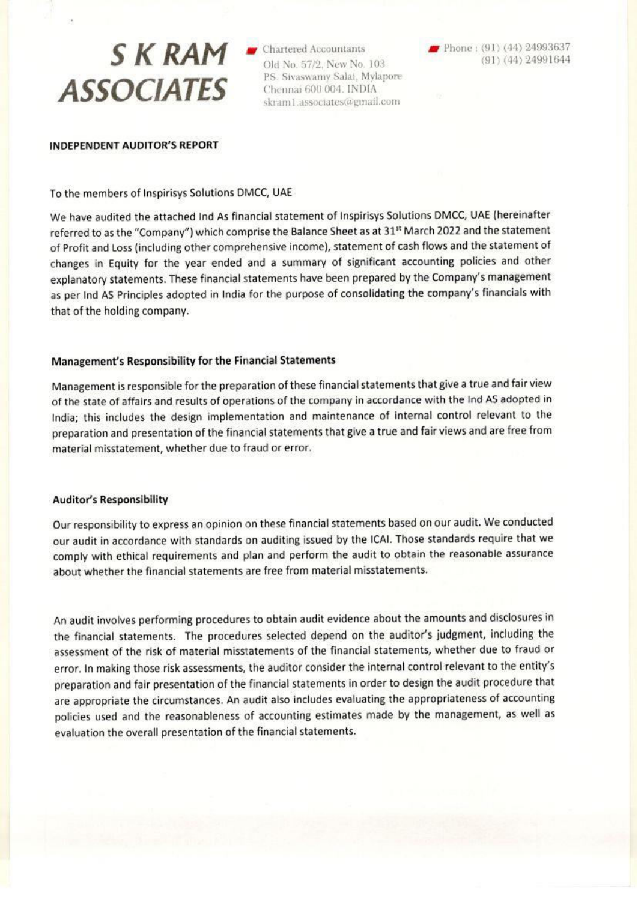# S K RAM ASSOCIATES

Chartered Accountants
Old No. 57/2, New No. 103
P.S. Sivaswamy Salai, Mylapore
Chennai 600 004. INDIA
skram1.associates@gmail.com

Phone : (91) (44) 24993637
(91) (44) 24991644

**INDEPENDENT AUDITOR'S REPORT**

To the members of Inspirisys Solutions DMCC, UAE

We have audited the attached Ind As financial statement of Inspirisys Solutions DMCC, UAE (hereinafter referred to as the "Company") which comprise the Balance Sheet as at 31st March 2022 and the statement of Profit and Loss (including other comprehensive income), statement of cash flows and the statement of changes in Equity for the year ended and a summary of significant accounting policies and other explanatory statements. These financial statements have been prepared by the Company's management as per Ind AS Principles adopted in India for the purpose of consolidating the company's financials with that of the holding company.

**Management's Responsibility for the Financial Statements**

Management is responsible for the preparation of these financial statements that give a true and fair view of the state of affairs and results of operations of the company in accordance with the Ind AS adopted in India; this includes the design implementation and maintenance of internal control relevant to the preparation and presentation of the financial statements that give a true and fair views and are free from material misstatement, whether due to fraud or error.

**Auditor's Responsibility**

Our responsibility to express an opinion on these financial statements based on our audit. We conducted our audit in accordance with standards on auditing issued by the ICAI. Those standards require that we comply with ethical requirements and plan and perform the audit to obtain the reasonable assurance about whether the financial statements are free from material misstatements.

An audit involves performing procedures to obtain audit evidence about the amounts and disclosures in the financial statements. The procedures selected depend on the auditor's judgment, including the assessment of the risk of material misstatements of the financial statements, whether due to fraud or error. In making those risk assessments, the auditor consider the internal control relevant to the entity's preparation and fair presentation of the financial statements in order to design the audit procedure that are appropriate the circumstances. An audit also includes evaluating the appropriateness of accounting policies used and the reasonableness of accounting estimates made by the management, as well as evaluation the overall presentation of the financial statements.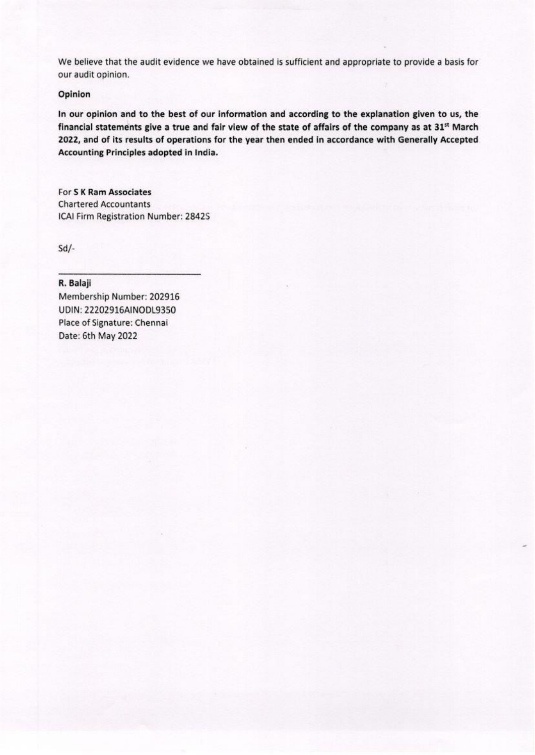We believe that the audit evidence we have obtained is sufficient and appropriate to provide a basis for our audit opinion.

**Opinion**

**In our opinion and to the best of our information and according to the explanation given to us, the financial statements give a true and fair view of the state of affairs of the company as at 31st March 2022, and of its results of operations for the year then ended in accordance with Generally Accepted Accounting Principles adopted in India.**

For **S K Ram Associates**
Chartered Accountants
ICAI Firm Registration Number: 2842S

Sd/-

**R. Balaji**
Membership Number: 202916
UDIN: 22202916AINODL9350
Place of Signature: Chennai
Date: 6th May 2022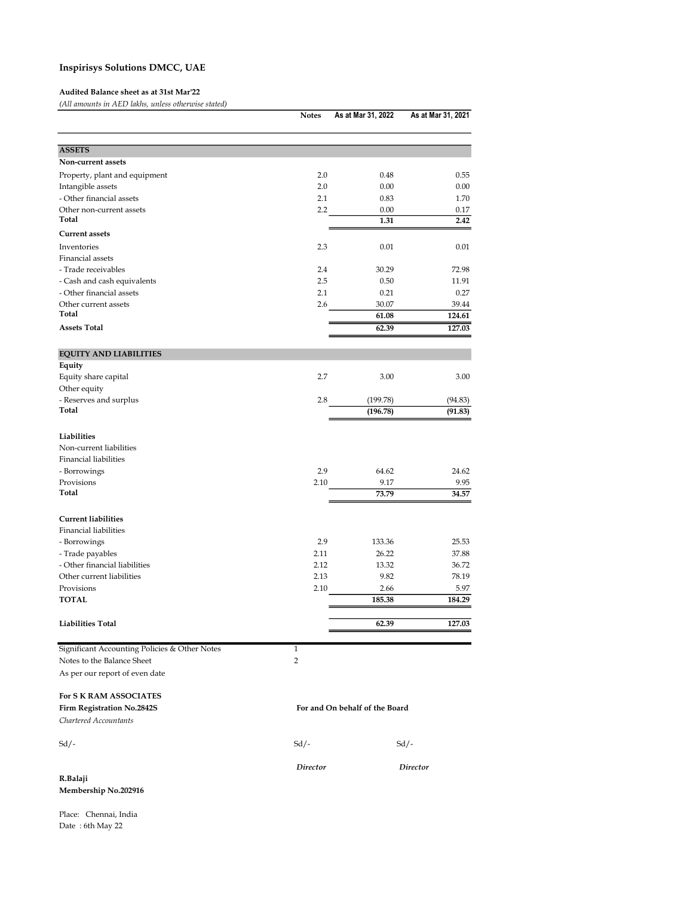**Inspirisys Solutions DMCC, UAE**

**Audited Balance sheet as at 31st Mar'22**

*(All amounts in AED lakhs, unless otherwise stated)*

| | Notes | As at Mar 31, 2022 | As at Mar 31, 2021 |
|---|---|---|---|
| **ASSETS** | | | |
| **Non-current assets** | | | |
| Property, plant and equipment | 2.0 | 0.48 | 0.55 |
| Intangible assets | 2.0 | 0.00 | 0.00 |
| - Other financial assets | 2.1 | 0.83 | 1.70 |
| Other non-current assets | 2.2 | 0.00 | 0.17 |
| **Total** | | **1.31** | **2.42** |
| **Current assets** | | | |
| Inventories | 2.3 | 0.01 | 0.01 |
| Financial assets | | | |
| - Trade receivables | 2.4 | 30.29 | 72.98 |
| - Cash and cash equivalents | 2.5 | 0.50 | 11.91 |
| - Other financial assets | 2.1 | 0.21 | 0.27 |
| Other current assets | 2.6 | 30.07 | 39.44 |
| **Total** | | **61.08** | **124.61** |
| **Assets Total** | | **62.39** | **127.03** |
| **EQUITY AND LIABILITIES** | | | |
| **Equity** | | | |
| Equity share capital | 2.7 | 3.00 | 3.00 |
| Other equity | | | |
| - Reserves and surplus | 2.8 | (199.78) | (94.83) |
| **Total** | | **(196.78)** | **(91.83)** |
| **Liabilities** | | | |
| Non-current liabilities | | | |
| Financial liabilities | | | |
| - Borrowings | 2.9 | 64.62 | 24.62 |
| Provisions | 2.10 | 9.17 | 9.95 |
| **Total** | | **73.79** | **34.57** |
| **Current liabilities** | | | |
| Financial liabilities | | | |
| - Borrowings | 2.9 | 133.36 | 25.53 |
| - Trade payables | 2.11 | 26.22 | 37.88 |
| - Other financial liabilities | 2.12 | 13.32 | 36.72 |
| Other current liabilities | 2.13 | 9.82 | 78.19 |
| Provisions | 2.10 | 2.66 | 5.97 |
| **TOTAL** | | **185.38** | **184.29** |
| **Liabilities Total** | | **62.39** | **127.03** |

| | |
|---|---|
| Significant Accounting Policies & Other Notes | 1 |
| Notes to the Balance Sheet | 2 |

As per our report of even date

**For S K RAM ASSOCIATES**

**Firm Registration No.2842S**

*Chartered Accountants*

**For and On behalf of the Board**

Sd/-

Sd/- *Director*

Sd/- *Director*

**R.Balaji**

**Membership No.202916**

Place: Chennai, India

Date : 6th May 22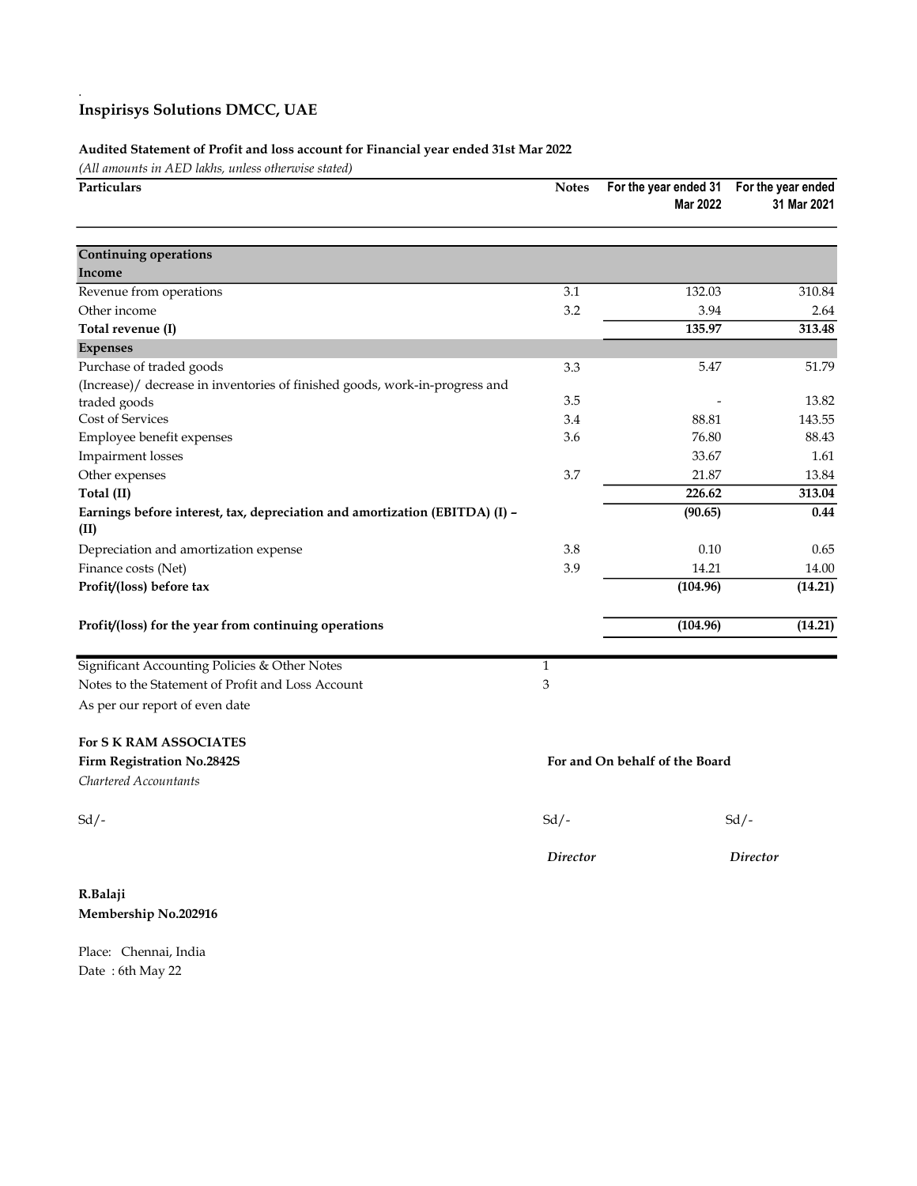## Inspirisys Solutions DMCC, UAE

**Audited Statement of Profit and loss account for Financial year ended 31st Mar 2022**

*(All amounts in AED lakhs, unless otherwise stated)*

| Particulars | Notes | For the year ended 31 Mar 2022 | For the year ended 31 Mar 2021 |
|---|---|---|---|
| **Continuing operations** | | | |
| **Income** | | | |
| Revenue from operations | 3.1 | 132.03 | 310.84 |
| Other income | 3.2 | 3.94 | 2.64 |
| **Total revenue (I)** | | **135.97** | **313.48** |
| **Expenses** | | | |
| Purchase of traded goods | 3.3 | 5.47 | 51.79 |
| (Increase)/ decrease in inventories of finished goods, work-in-progress and traded goods | 3.5 | - | 13.82 |
| Cost of Services | 3.4 | 88.81 | 143.55 |
| Employee benefit expenses | 3.6 | 76.80 | 88.43 |
| Impairment losses | | 33.67 | 1.61 |
| Other expenses | 3.7 | 21.87 | 13.84 |
| **Total (II)** | | **226.62** | **313.04** |
| **Earnings before interest, tax, depreciation and amortization (EBITDA) (I) – (II)** | | **(90.65)** | **0.44** |
| Depreciation and amortization expense | 3.8 | 0.10 | 0.65 |
| Finance costs (Net) | 3.9 | 14.21 | 14.00 |
| **Profit/(loss) before tax** | | **(104.96)** | **(14.21)** |
| **Profit/(loss) for the year from continuing operations** | | **(104.96)** | **(14.21)** |

Significant Accounting Policies & Other Notes — 1

Notes to the Statement of Profit and Loss Account — 3

As per our report of even date

**For S K RAM ASSOCIATES**

**Firm Registration No.2842S**

*Chartered Accountants*

Sd/-

**R.Balaji**

**Membership No.202916**

Place: Chennai, India

Date : 6th May 22

**For and On behalf of the Board**

Sd/- — *Director*

Sd/- — *Director*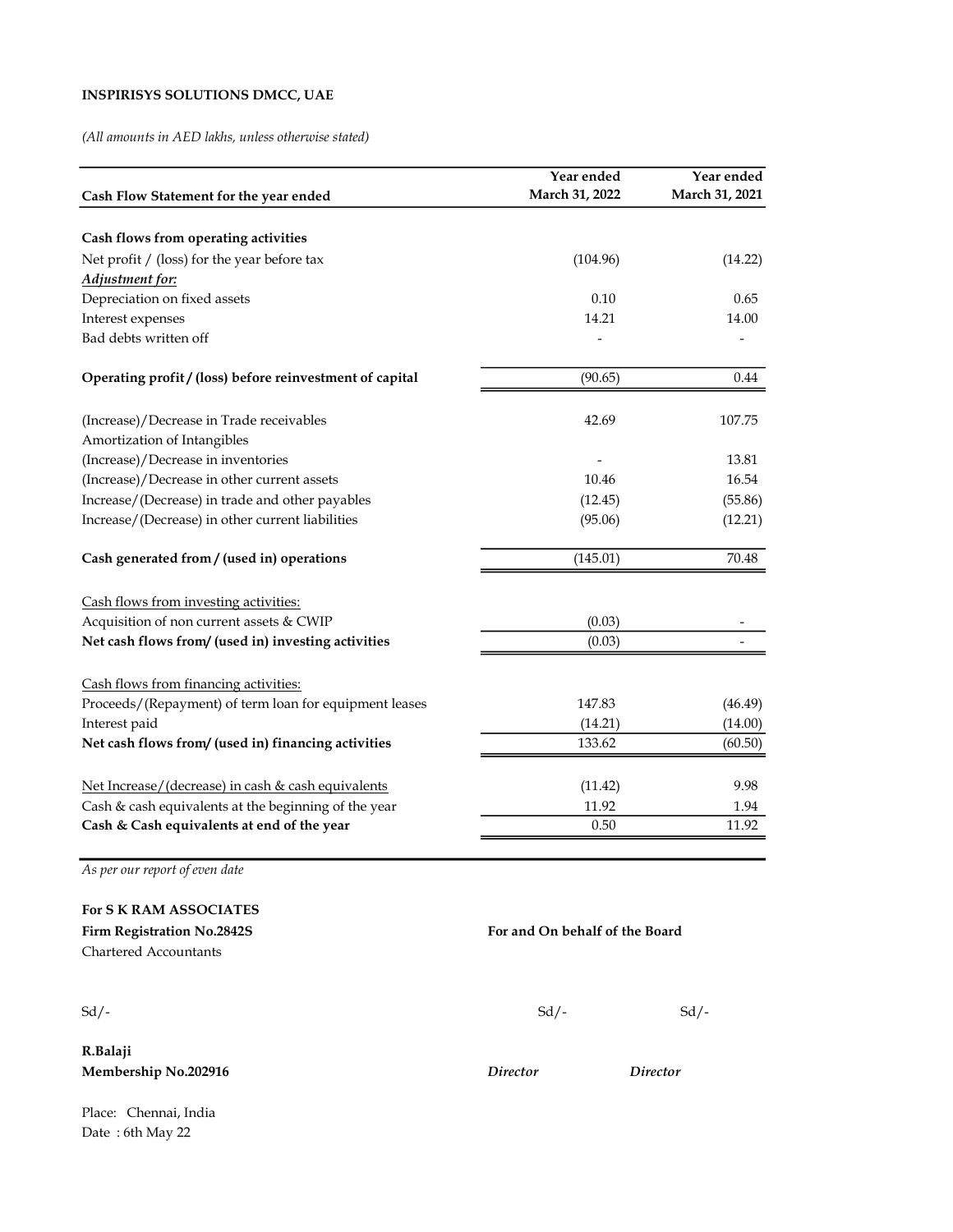**INSPIRISYS SOLUTIONS DMCC, UAE**

*(All amounts in AED lakhs, unless otherwise stated)*

| Cash Flow Statement for the year ended | Year ended March 31, 2022 | Year ended March 31, 2021 |
|---|---|---|
| **Cash flows from operating activities** | | |
| Net profit / (loss) for the year before tax | (104.96) | (14.22) |
| ***Adjustment for:*** | | |
| Depreciation on fixed assets | 0.10 | 0.65 |
| Interest expenses | 14.21 | 14.00 |
| Bad debts written off | - | - |
| **Operating profit / (loss) before reinvestment of capital** | (90.65) | 0.44 |
| (Increase)/Decrease in Trade receivables | 42.69 | 107.75 |
| Amortization of Intangibles | | |
| (Increase)/Decrease in inventories | - | 13.81 |
| (Increase)/Decrease in other current assets | 10.46 | 16.54 |
| Increase/(Decrease) in trade and other payables | (12.45) | (55.86) |
| Increase/(Decrease) in other current liabilities | (95.06) | (12.21) |
| **Cash generated from / (used in) operations** | (145.01) | 70.48 |
| Cash flows from investing activities: | | |
| Acquisition of non current assets & CWIP | (0.03) | - |
| **Net cash flows from/ (used in) investing activities** | (0.03) | - |
| Cash flows from financing activities: | | |
| Proceeds/(Repayment) of term loan for equipment leases | 147.83 | (46.49) |
| Interest paid | (14.21) | (14.00) |
| **Net cash flows from/ (used in) financing activities** | 133.62 | (60.50) |
| Net Increase/(decrease) in cash & cash equivalents | (11.42) | 9.98 |
| Cash & cash equivalents at the beginning of the year | 11.92 | 1.94 |
| **Cash & Cash equivalents at end of the year** | 0.50 | 11.92 |

*As per our report of even date*

**For S K RAM ASSOCIATES**
**Firm Registration No.2842S**
Chartered Accountants

**For and On behalf of the Board**

Sd/-

**R.Balaji**
**Membership No.202916**

Sd/- Sd/-

*Director* *Director*

Place: Chennai, India
Date : 6th May 22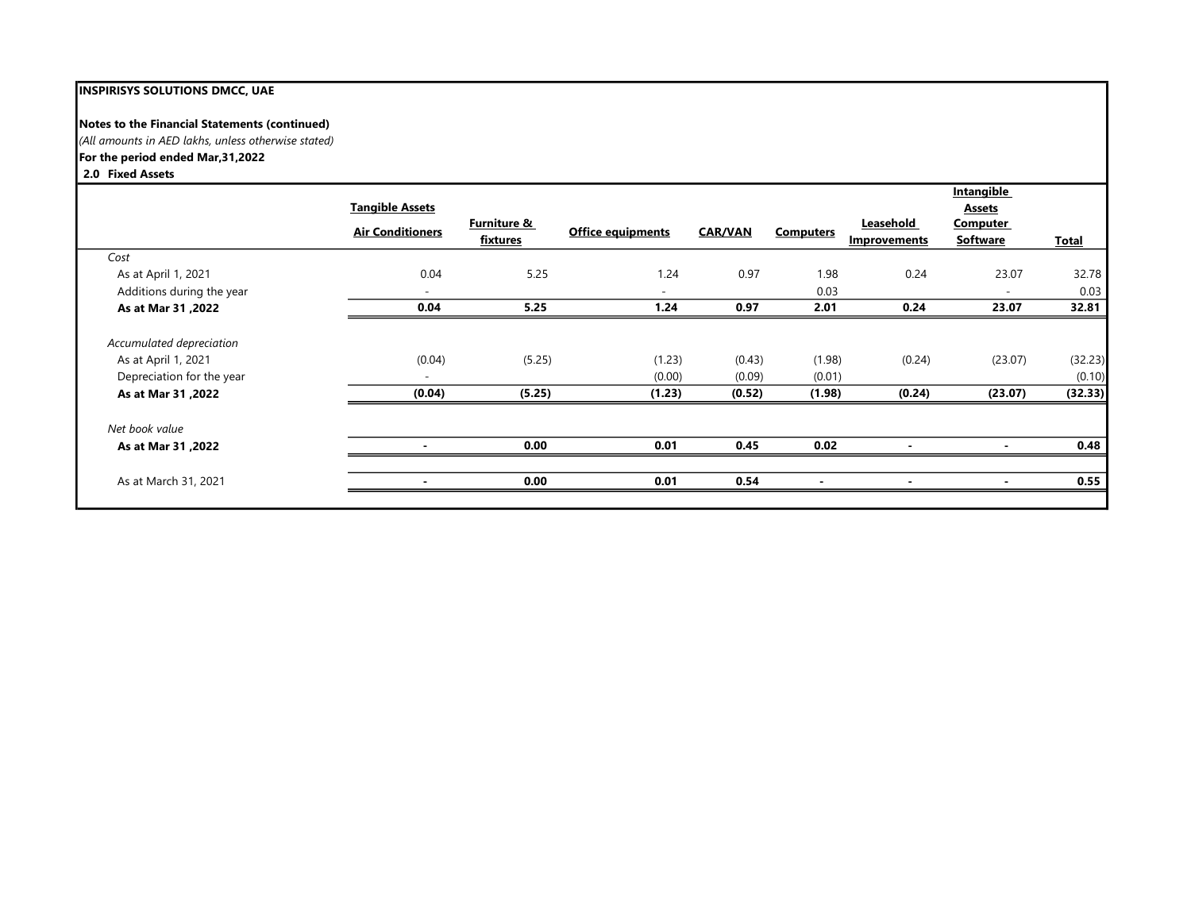**INSPIRISYS SOLUTIONS DMCC, UAE**

**Notes to the Financial Statements (continued)**

*(All amounts in AED lakhs, unless otherwise stated)*

**For the period ended Mar,31,2022**

**2.0 Fixed Assets**

| | Tangible Assets | | | | | | Intangible Assets | |
|---|---|---|---|---|---|---|---|---|
| | **Air Conditioners** | **Furniture & fixtures** | **Office equipments** | **CAR/VAN** | **Computers** | **Leasehold Improvements** | **Computer Software** | **Total** |
| *Cost* | | | | | | | | |
| As at April 1, 2021 | 0.04 | 5.25 | 1.24 | 0.97 | 1.98 | 0.24 | 23.07 | 32.78 |
| Additions during the year | - | | - | | 0.03 | | - | 0.03 |
| **As at Mar 31 ,2022** | **0.04** | **5.25** | **1.24** | **0.97** | **2.01** | **0.24** | **23.07** | **32.81** |
| *Accumulated depreciation* | | | | | | | | |
| As at April 1, 2021 | (0.04) | (5.25) | (1.23) | (0.43) | (1.98) | (0.24) | (23.07) | (32.23) |
| Depreciation for the year | - | | (0.00) | (0.09) | (0.01) | | | (0.10) |
| **As at Mar 31 ,2022** | **(0.04)** | **(5.25)** | **(1.23)** | **(0.52)** | **(1.98)** | **(0.24)** | **(23.07)** | **(32.33)** |
| *Net book value* | | | | | | | | |
| **As at Mar 31 ,2022** | **-** | **0.00** | **0.01** | **0.45** | **0.02** | **-** | **-** | **0.48** |
| As at March 31, 2021 | **-** | **0.00** | **0.01** | **0.54** | **-** | **-** | **-** | **0.55** |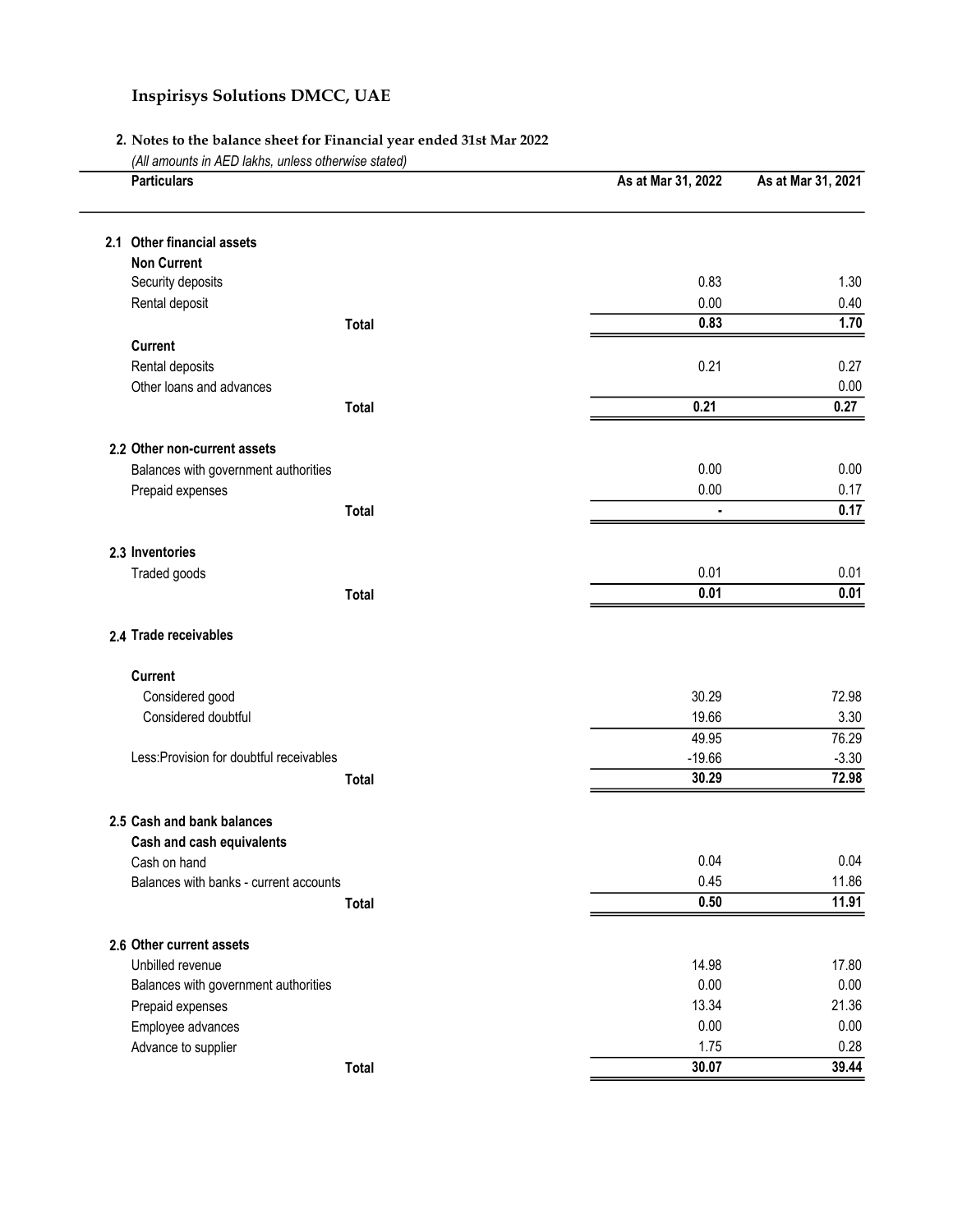# Inspirisys Solutions DMCC, UAE

## 2. Notes to the balance sheet for Financial year ended 31st Mar 2022

*(All amounts in AED lakhs, unless otherwise stated)*

| Particulars | As at Mar 31, 2022 | As at Mar 31, 2021 |
|---|---|---|
| **2.1 Other financial assets** | | |
| **Non Current** | | |
| Security deposits | 0.83 | 1.30 |
| Rental deposit | 0.00 | 0.40 |
| **Total** | **0.83** | **1.70** |
| **Current** | | |
| Rental deposits | 0.21 | 0.27 |
| Other loans and advances | | 0.00 |
| **Total** | **0.21** | **0.27** |
| **2.2 Other non-current assets** | | |
| Balances with government authorities | 0.00 | 0.00 |
| Prepaid expenses | 0.00 | 0.17 |
| **Total** | **-** | **0.17** |
| **2.3 Inventories** | | |
| Traded goods | 0.01 | 0.01 |
| **Total** | **0.01** | **0.01** |
| **2.4 Trade receivables** | | |
| **Current** | | |
| Considered good | 30.29 | 72.98 |
| Considered doubtful | 19.66 | 3.30 |
| | 49.95 | 76.29 |
| Less:Provision for doubtful receivables | -19.66 | -3.30 |
| **Total** | **30.29** | **72.98** |
| **2.5 Cash and bank balances** | | |
| **Cash and cash equivalents** | | |
| Cash on hand | 0.04 | 0.04 |
| Balances with banks - current accounts | 0.45 | 11.86 |
| **Total** | **0.50** | **11.91** |
| **2.6 Other current assets** | | |
| Unbilled revenue | 14.98 | 17.80 |
| Balances with government authorities | 0.00 | 0.00 |
| Prepaid expenses | 13.34 | 21.36 |
| Employee advances | 0.00 | 0.00 |
| Advance to supplier | 1.75 | 0.28 |
| **Total** | **30.07** | **39.44** |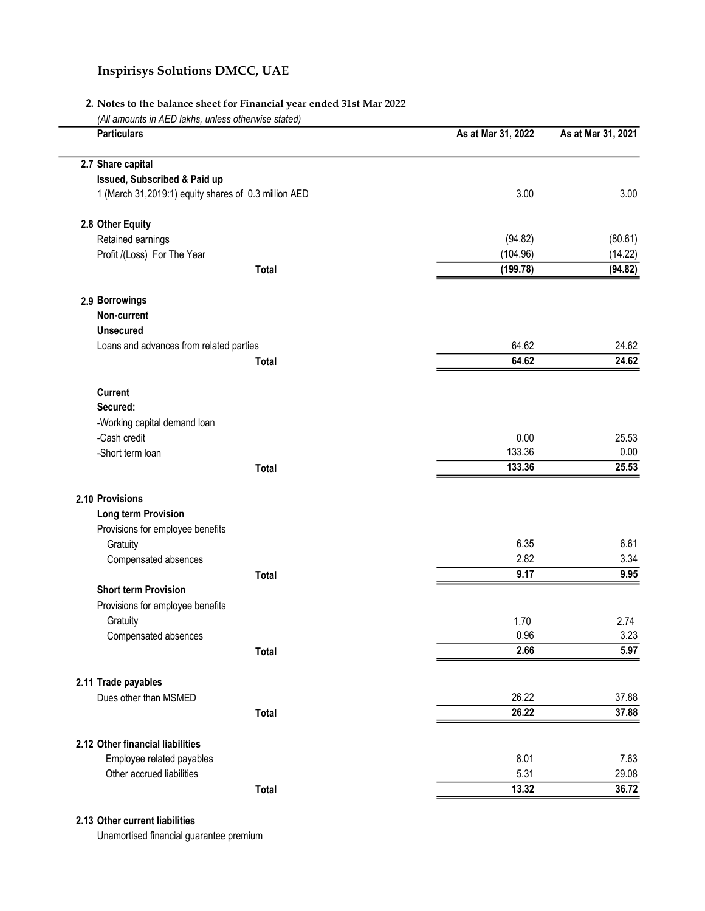# Inspirisys Solutions DMCC, UAE

## 2. Notes to the balance sheet for Financial year ended 31st Mar 2022

*(All amounts in AED lakhs, unless otherwise stated)*

| Particulars | As at Mar 31, 2022 | As at Mar 31, 2021 |
|---|---|---|
| **2.7 Share capital** | | |
| **Issued, Subscribed & Paid up** | | |
| 1 (March 31,2019:1) equity shares of 0.3 million AED | 3.00 | 3.00 |
| | | |
| **2.8 Other Equity** | | |
| Retained earnings | (94.82) | (80.61) |
| Profit /(Loss) For The Year | (104.96) | (14.22) |
| **Total** | **(199.78)** | **(94.82)** |
| | | |
| **2.9 Borrowings** | | |
| **Non-current** | | |
| **Unsecured** | | |
| Loans and advances from related parties | 64.62 | 24.62 |
| **Total** | **64.62** | **24.62** |
| | | |
| **Current** | | |
| **Secured:** | | |
| -Working capital demand loan | | |
| -Cash credit | 0.00 | 25.53 |
| -Short term loan | 133.36 | 0.00 |
| **Total** | **133.36** | **25.53** |
| | | |
| **2.10 Provisions** | | |
| **Long term Provision** | | |
| Provisions for employee benefits | | |
| Gratuity | 6.35 | 6.61 |
| Compensated absences | 2.82 | 3.34 |
| **Total** | **9.17** | **9.95** |
| **Short term Provision** | | |
| Provisions for employee benefits | | |
| Gratuity | 1.70 | 2.74 |
| Compensated absences | 0.96 | 3.23 |
| **Total** | **2.66** | **5.97** |
| | | |
| **2.11 Trade payables** | | |
| Dues other than MSMED | 26.22 | 37.88 |
| **Total** | **26.22** | **37.88** |
| | | |
| **2.12 Other financial liabilities** | | |
| Employee related payables | 8.01 | 7.63 |
| Other accrued liabilities | 5.31 | 29.08 |
| **Total** | **13.32** | **36.72** |
| | | |
| **2.13 Other current liabilities** | | |
| Unamortised financial guarantee premium | | |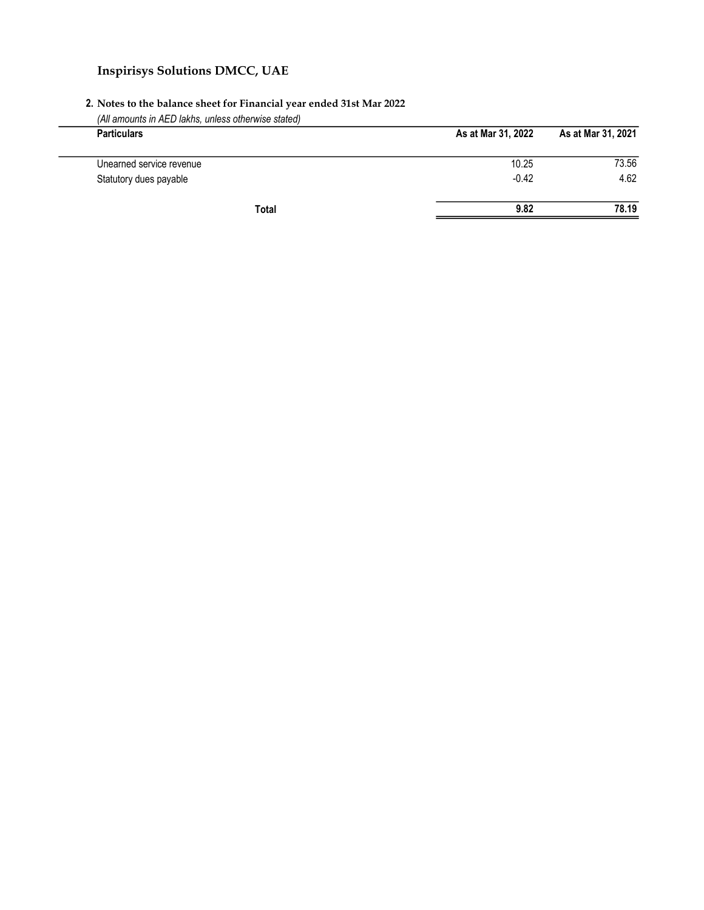# Inspirisys Solutions DMCC, UAE

## 2. Notes to the balance sheet for Financial year ended 31st Mar 2022

*(All amounts in AED lakhs, unless otherwise stated)*

| Particulars | As at Mar 31, 2022 | As at Mar 31, 2021 |
|---|---|---|
| Unearned service revenue | 10.25 | 73.56 |
| Statutory dues payable | -0.42 | 4.62 |
| **Total** | **9.82** | **78.19** |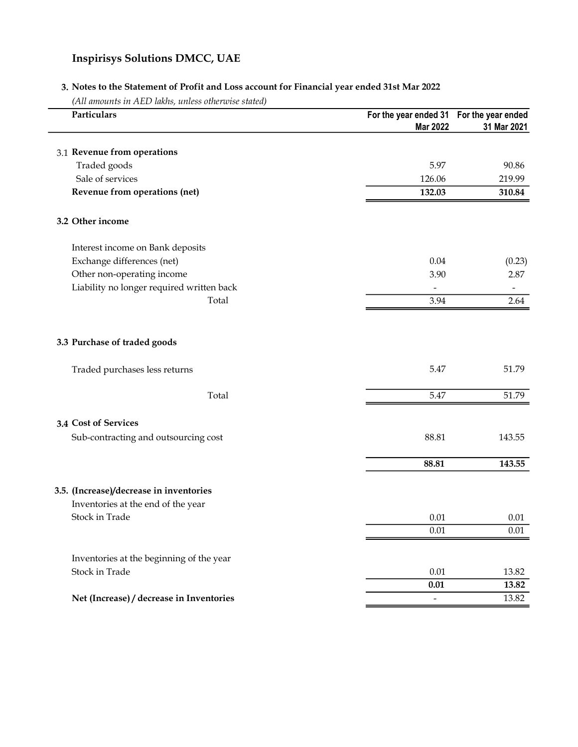# Inspirisys Solutions DMCC, UAE

### 3. Notes to the Statement of Profit and Loss account for Financial year ended 31st Mar 2022

*(All amounts in AED lakhs, unless otherwise stated)*

| Particulars | For the year ended 31 Mar 2022 | For the year ended 31 Mar 2021 |
|---|---|---|
| **3.1 Revenue from operations** | | |
| Traded goods | 5.97 | 90.86 |
| Sale of services | 126.06 | 219.99 |
| **Revenue from operations (net)** | **132.03** | **310.84** |
| | | |
| **3.2 Other income** | | |
| Interest income on Bank deposits | | |
| Exchange differences (net) | 0.04 | (0.23) |
| Other non-operating income | 3.90 | 2.87 |
| Liability no longer required written back | - | - |
| Total | 3.94 | 2.64 |
| | | |
| **3.3 Purchase of traded goods** | | |
| Traded purchases less returns | 5.47 | 51.79 |
| Total | 5.47 | 51.79 |
| | | |
| **3.4 Cost of Services** | | |
| Sub-contracting and outsourcing cost | 88.81 | 143.55 |
| | **88.81** | **143.55** |
| | | |
| **3.5. (Increase)/decrease in inventories** | | |
| Inventories at the end of the year | | |
| Stock in Trade | 0.01 | 0.01 |
| | 0.01 | 0.01 |
| | | |
| Inventories at the beginning of the year | | |
| Stock in Trade | 0.01 | 13.82 |
| | **0.01** | **13.82** |
| **Net (Increase) / decrease in Inventories** | - | 13.82 |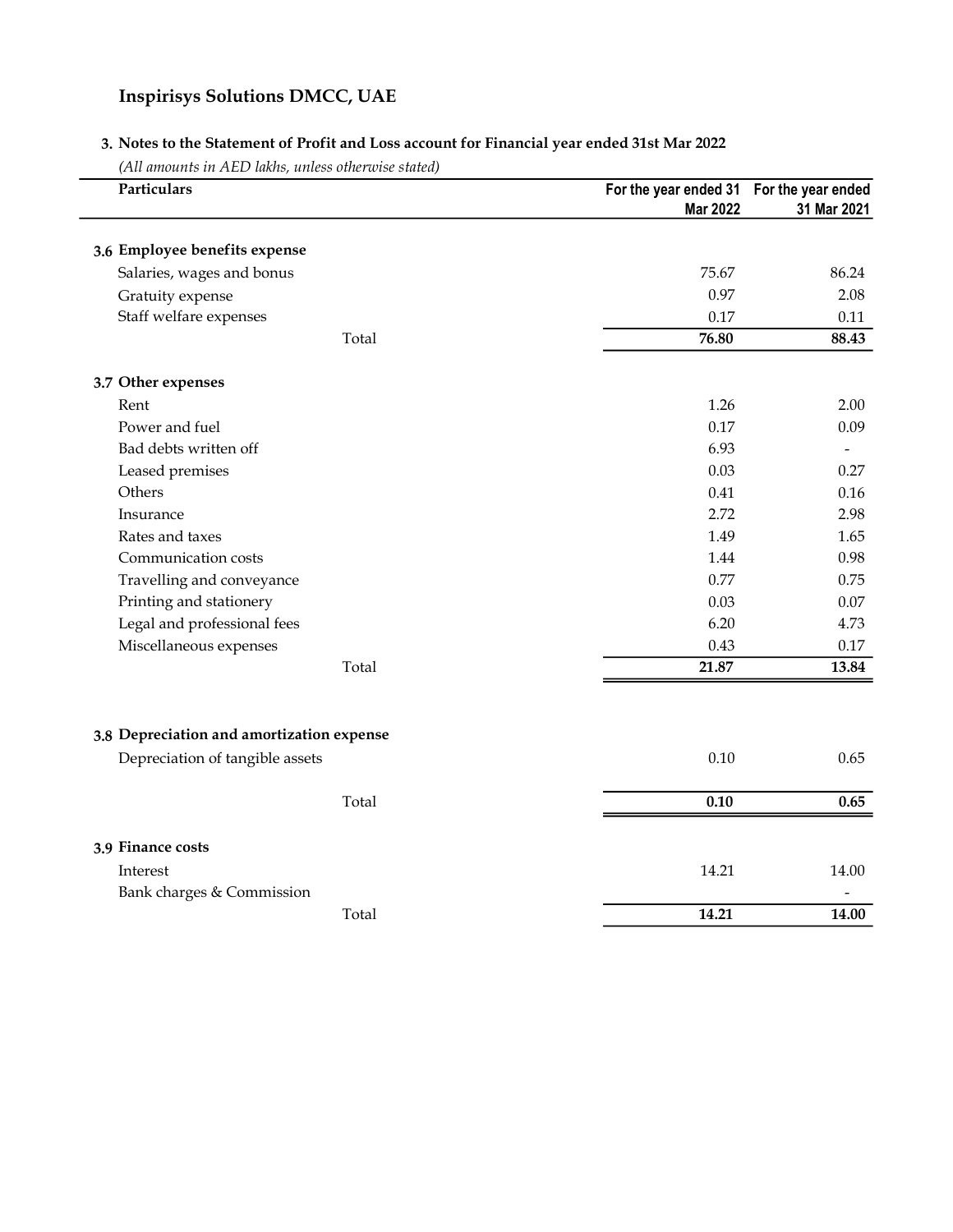# Inspirisys Solutions DMCC, UAE

## 3. Notes to the Statement of Profit and Loss account for Financial year ended 31st Mar 2022

*(All amounts in AED lakhs, unless otherwise stated)*

| Particulars | For the year ended 31 Mar 2022 | For the year ended 31 Mar 2021 |
|---|---|---|
| **3.6 Employee benefits expense** | | |
| Salaries, wages and bonus | 75.67 | 86.24 |
| Gratuity expense | 0.97 | 2.08 |
| Staff welfare expenses | 0.17 | 0.11 |
| Total | **76.80** | **88.43** |
| **3.7 Other expenses** | | |
| Rent | 1.26 | 2.00 |
| Power and fuel | 0.17 | 0.09 |
| Bad debts written off | 6.93 | - |
| Leased premises | 0.03 | 0.27 |
| Others | 0.41 | 0.16 |
| Insurance | 2.72 | 2.98 |
| Rates and taxes | 1.49 | 1.65 |
| Communication costs | 1.44 | 0.98 |
| Travelling and conveyance | 0.77 | 0.75 |
| Printing and stationery | 0.03 | 0.07 |
| Legal and professional fees | 6.20 | 4.73 |
| Miscellaneous expenses | 0.43 | 0.17 |
| Total | **21.87** | **13.84** |
| **3.8 Depreciation and amortization expense** | | |
| Depreciation of tangible assets | 0.10 | 0.65 |
| Total | **0.10** | **0.65** |
| **3.9 Finance costs** | | |
| Interest | 14.21 | 14.00 |
| Bank charges & Commission | | - |
| Total | **14.21** | **14.00** |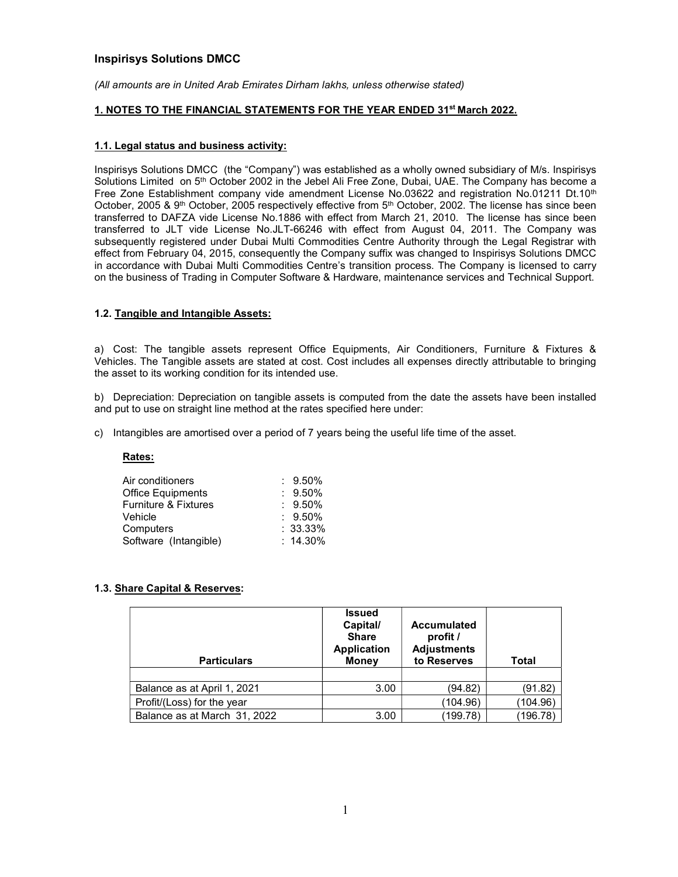## Inspirisys Solutions DMCC

*(All amounts are in United Arab Emirates Dirham lakhs, unless otherwise stated)*

### 1. NOTES TO THE FINANCIAL STATEMENTS FOR THE YEAR ENDED 31st March 2022.

#### 1.1. Legal status and business activity:

Inspirisys Solutions DMCC (the "Company") was established as a wholly owned subsidiary of M/s. Inspirisys Solutions Limited on 5th October 2002 in the Jebel Ali Free Zone, Dubai, UAE. The Company has become a Free Zone Establishment company vide amendment License No.03622 and registration No.01211 Dt.10th October, 2005 & 9th October, 2005 respectively effective from 5th October, 2002. The license has since been transferred to DAFZA vide License No.1886 with effect from March 21, 2010. The license has since been transferred to JLT vide License No.JLT-66246 with effect from August 04, 2011. The Company was subsequently registered under Dubai Multi Commodities Centre Authority through the Legal Registrar with effect from February 04, 2015, consequently the Company suffix was changed to Inspirisys Solutions DMCC in accordance with Dubai Multi Commodities Centre's transition process. The Company is licensed to carry on the business of Trading in Computer Software & Hardware, maintenance services and Technical Support.

#### 1.2. Tangible and Intangible Assets:

a) Cost: The tangible assets represent Office Equipments, Air Conditioners, Furniture & Fixtures & Vehicles. The Tangible assets are stated at cost. Cost includes all expenses directly attributable to bringing the asset to its working condition for its intended use.

b) Depreciation: Depreciation on tangible assets is computed from the date the assets have been installed and put to use on straight line method at the rates specified here under:

c) Intangibles are amortised over a period of 7 years being the useful life time of the asset.

**Rates:**

| | |
|---|---|
| Air conditioners | : 9.50% |
| Office Equipments | : 9.50% |
| Furniture & Fixtures | : 9.50% |
| Vehicle | : 9.50% |
| Computers | : 33.33% |
| Software (Intangible) | : 14.30% |

#### 1.3. Share Capital & Reserves:

| Particulars | Issued Capital/ Share Application Money | Accumulated profit / Adjustments to Reserves | Total |
|---|---|---|---|
| Balance as at April 1, 2021 | 3.00 | (94.82) | (91.82) |
| Profit/(Loss) for the year | | (104.96) | (104.96) |
| Balance as at March 31, 2022 | 3.00 | (199.78) | (196.78) |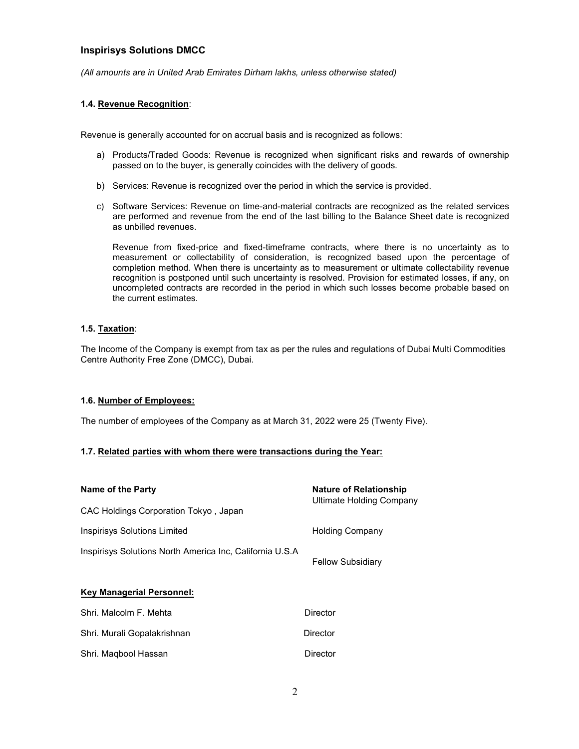## Inspirisys Solutions DMCC

*(All amounts are in United Arab Emirates Dirham lakhs, unless otherwise stated)*

### 1.4. Revenue Recognition:

Revenue is generally accounted for on accrual basis and is recognized as follows:

a) Products/Traded Goods: Revenue is recognized when significant risks and rewards of ownership passed on to the buyer, is generally coincides with the delivery of goods.

b) Services: Revenue is recognized over the period in which the service is provided.

c) Software Services: Revenue on time-and-material contracts are recognized as the related services are performed and revenue from the end of the last billing to the Balance Sheet date is recognized as unbilled revenues.

   Revenue from fixed-price and fixed-timeframe contracts, where there is no uncertainty as to measurement or collectability of consideration, is recognized based upon the percentage of completion method. When there is uncertainty as to measurement or ultimate collectability revenue recognition is postponed until such uncertainty is resolved. Provision for estimated losses, if any, on uncompleted contracts are recorded in the period in which such losses become probable based on the current estimates.

### 1.5. Taxation:

The Income of the Company is exempt from tax as per the rules and regulations of Dubai Multi Commodities Centre Authority Free Zone (DMCC), Dubai.

### 1.6. Number of Employees:

The number of employees of the Company as at March 31, 2022 were 25 (Twenty Five).

### 1.7. Related parties with whom there were transactions during the Year:

| Name of the Party | Nature of Relationship |
|---|---|
| CAC Holdings Corporation Tokyo , Japan | Ultimate Holding Company |
| Inspirisys Solutions Limited | Holding Company |
| Inspirisys Solutions North America Inc, California U.S.A | Fellow Subsidiary |

**Key Managerial Personnel:**

| | |
|---|---|
| Shri. Malcolm F. Mehta | Director |
| Shri. Murali Gopalakrishnan | Director |
| Shri. Maqbool Hassan | Director |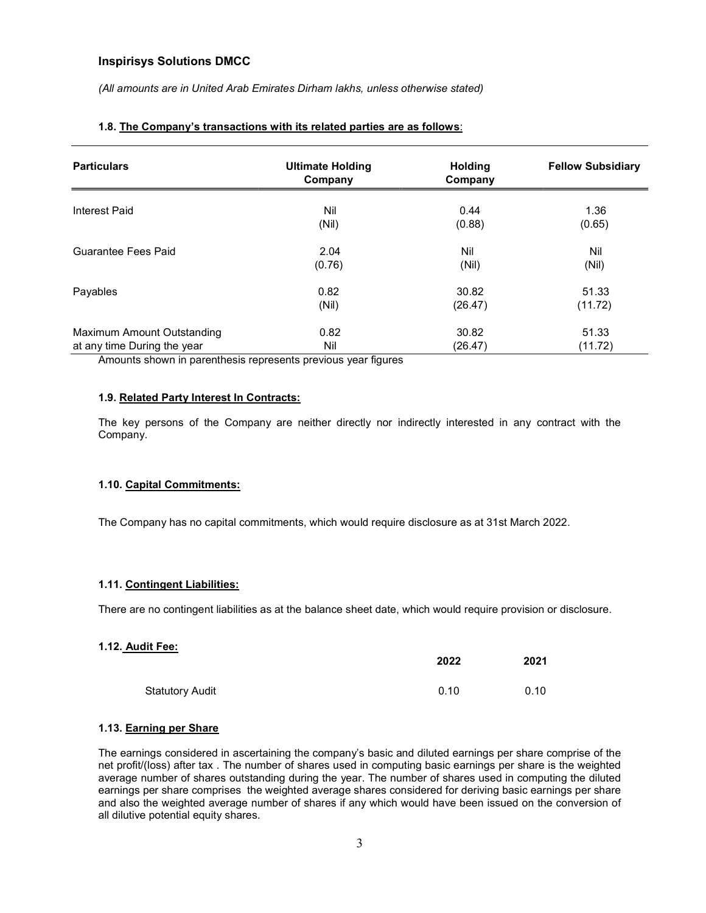**Inspirisys Solutions DMCC**

*(All amounts are in United Arab Emirates Dirham lakhs, unless otherwise stated)*

#### 1.8. The Company's transactions with its related parties are as follows:

| Particulars | Ultimate Holding Company | Holding Company | Fellow Subsidiary |
|---|---|---|---|
| Interest Paid | Nil<br>(Nil) | 0.44<br>(0.88) | 1.36<br>(0.65) |
| Guarantee Fees Paid | 2.04<br>(0.76) | Nil<br>(Nil) | Nil<br>(Nil) |
| Payables | 0.82<br>(Nil) | 30.82<br>(26.47) | 51.33<br>(11.72) |
| Maximum Amount Outstanding at any time During the year | 0.82<br>Nil | 30.82<br>(26.47) | 51.33<br>(11.72) |

Amounts shown in parenthesis represents previous year figures

#### 1.9. Related Party Interest In Contracts:

The key persons of the Company are neither directly nor indirectly interested in any contract with the Company.

#### 1.10. Capital Commitments:

The Company has no capital commitments, which would require disclosure as at 31st March 2022.

#### 1.11. Contingent Liabilities:

There are no contingent liabilities as at the balance sheet date, which would require provision or disclosure.

#### 1.12. Audit Fee:

| | 2022 | 2021 |
|---|---|---|
| Statutory Audit | 0.10 | 0.10 |

#### 1.13. Earning per Share

The earnings considered in ascertaining the company's basic and diluted earnings per share comprise of the net profit/(loss) after tax . The number of shares used in computing basic earnings per share is the weighted average number of shares outstanding during the year. The number of shares used in computing the diluted earnings per share comprises the weighted average shares considered for deriving basic earnings per share and also the weighted average number of shares if any which would have been issued on the conversion of all dilutive potential equity shares.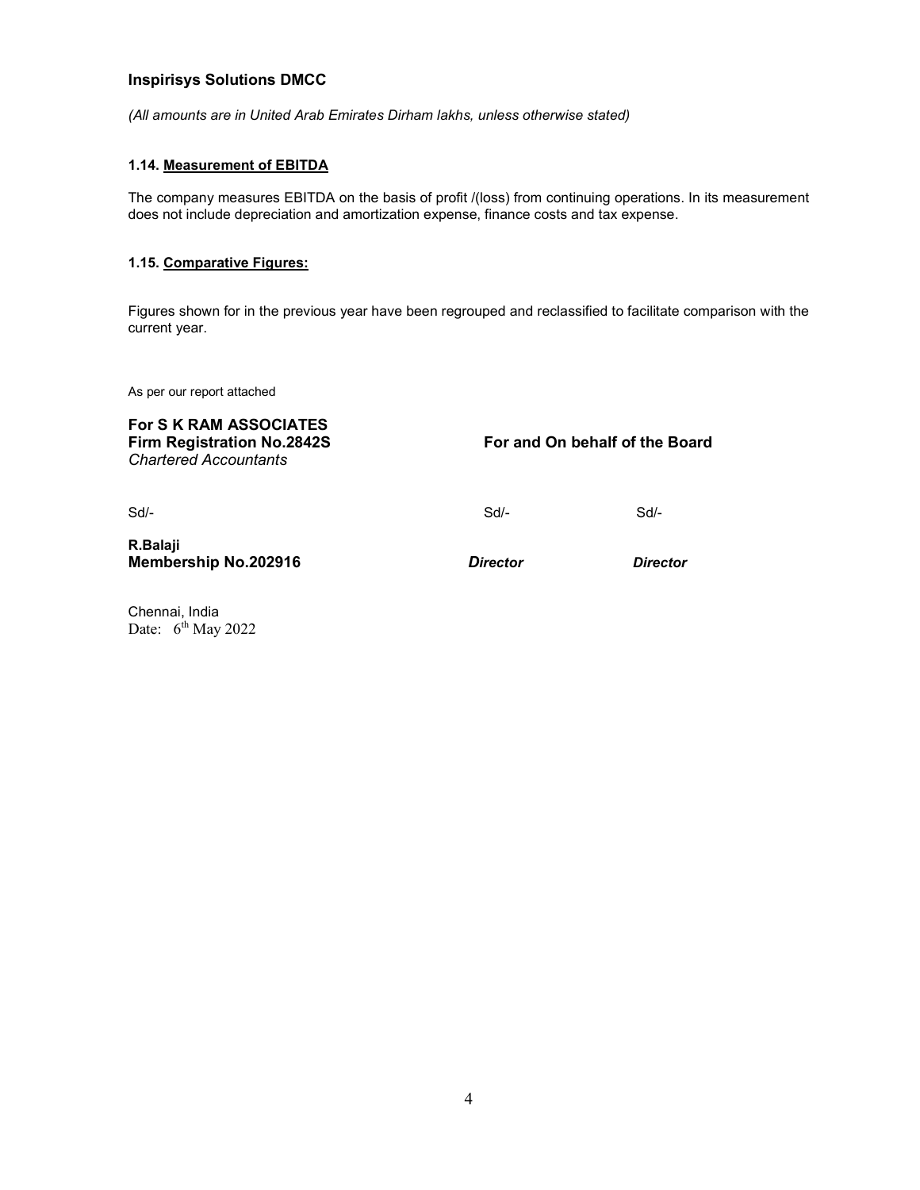**Inspirisys Solutions DMCC**

*(All amounts are in United Arab Emirates Dirham lakhs, unless otherwise stated)*

#### 1.14. Measurement of EBITDA

The company measures EBITDA on the basis of profit /(loss) from continuing operations. In its measurement does not include depreciation and amortization expense, finance costs and tax expense.

#### 1.15. Comparative Figures:

Figures shown for in the previous year have been regrouped and reclassified to facilitate comparison with the current year.

As per our report attached

**For S K RAM ASSOCIATES**
**Firm Registration No.2842S**
*Chartered Accountants*

**For and On behalf of the Board**

Sd/-

**R.Balaji**
**Membership No.202916**

Sd/-
***Director***

Sd/-
***Director***

Chennai, India
Date: 6th May 2022